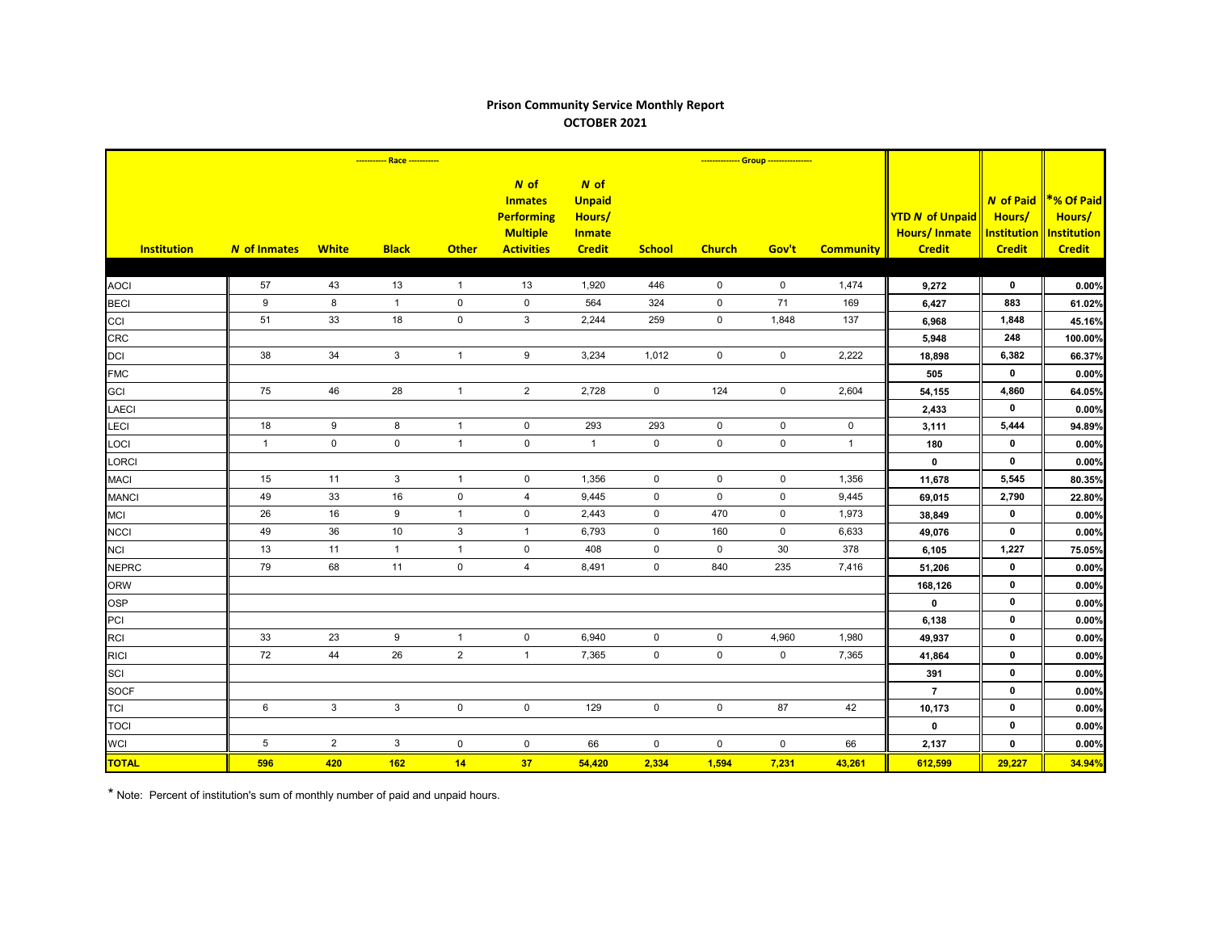**Prison Community Service Monthly Report**
**OCTOBER 2021**

| Institution | *N* of Inmates | White | Black | Other | *N* of Inmates Performing Multiple Activities | *N* of Unpaid Hours/ Inmate Credit | School | Church | Gov't | Community | YTD *N* of Unpaid Hours/ Inmate Credit | *N* of Paid Hours/ Institution Credit | *% Of Paid Hours/ Institution Credit |
|---|---|---|---|---|---|---|---|---|---|---|---|---|---|
| | | ---------- Race ---------- | | | | | | ------------ Group ------------ | | | | | |
| AOCI | 57 | 43 | 13 | 1 | 13 | 1,920 | 446 | 0 | 0 | 1,474 | 9,272 | 0 | 0.00% |
| BECI | 9 | 8 | 1 | 0 | 0 | 564 | 324 | 0 | 71 | 169 | 6,427 | 883 | 61.02% |
| CCI | 51 | 33 | 18 | 0 | 3 | 2,244 | 259 | 0 | 1,848 | 137 | 6,968 | 1,848 | 45.16% |
| CRC | | | | | | | | | | | 5,948 | 248 | 100.00% |
| DCI | 38 | 34 | 3 | 1 | 9 | 3,234 | 1,012 | 0 | 0 | 2,222 | 18,898 | 6,382 | 66.37% |
| FMC | | | | | | | | | | | 505 | 0 | 0.00% |
| GCI | 75 | 46 | 28 | 1 | 2 | 2,728 | 0 | 124 | 0 | 2,604 | 54,155 | 4,860 | 64.05% |
| LAECI | | | | | | | | | | | 2,433 | 0 | 0.00% |
| LECI | 18 | 9 | 8 | 1 | 0 | 293 | 293 | 0 | 0 | 0 | 3,111 | 5,444 | 94.89% |
| LOCI | 1 | 0 | 0 | 1 | 0 | 1 | 0 | 0 | 0 | 1 | 180 | 0 | 0.00% |
| LORCI | | | | | | | | | | | 0 | 0 | 0.00% |
| MACI | 15 | 11 | 3 | 1 | 0 | 1,356 | 0 | 0 | 0 | 1,356 | 11,678 | 5,545 | 80.35% |
| MANCI | 49 | 33 | 16 | 0 | 4 | 9,445 | 0 | 0 | 0 | 9,445 | 69,015 | 2,790 | 22.80% |
| MCI | 26 | 16 | 9 | 1 | 0 | 2,443 | 0 | 470 | 0 | 1,973 | 38,849 | 0 | 0.00% |
| NCCI | 49 | 36 | 10 | 3 | 1 | 6,793 | 0 | 160 | 0 | 6,633 | 49,076 | 0 | 0.00% |
| NCI | 13 | 11 | 1 | 1 | 0 | 408 | 0 | 0 | 30 | 378 | 6,105 | 1,227 | 75.05% |
| NEPRC | 79 | 68 | 11 | 0 | 4 | 8,491 | 0 | 840 | 235 | 7,416 | 51,206 | 0 | 0.00% |
| ORW | | | | | | | | | | | 168,126 | 0 | 0.00% |
| OSP | | | | | | | | | | | 0 | 0 | 0.00% |
| PCI | | | | | | | | | | | 6,138 | 0 | 0.00% |
| RCI | 33 | 23 | 9 | 1 | 0 | 6,940 | 0 | 0 | 4,960 | 1,980 | 49,937 | 0 | 0.00% |
| RICI | 72 | 44 | 26 | 2 | 1 | 7,365 | 0 | 0 | 0 | 7,365 | 41,864 | 0 | 0.00% |
| SCI | | | | | | | | | | | 391 | 0 | 0.00% |
| SOCF | | | | | | | | | | | 7 | 0 | 0.00% |
| TCI | 6 | 3 | 3 | 0 | 0 | 129 | 0 | 0 | 87 | 42 | 10,173 | 0 | 0.00% |
| TOCI | | | | | | | | | | | 0 | 0 | 0.00% |
| WCI | 5 | 2 | 3 | 0 | 0 | 66 | 0 | 0 | 0 | 66 | 2,137 | 0 | 0.00% |
| **TOTAL** | **596** | **420** | **162** | **14** | **37** | **54,420** | **2,334** | **1,594** | **7,231** | **43,261** | **612,599** | **29,227** | **34.94%** |

* Note: Percent of institution's sum of monthly number of paid and unpaid hours.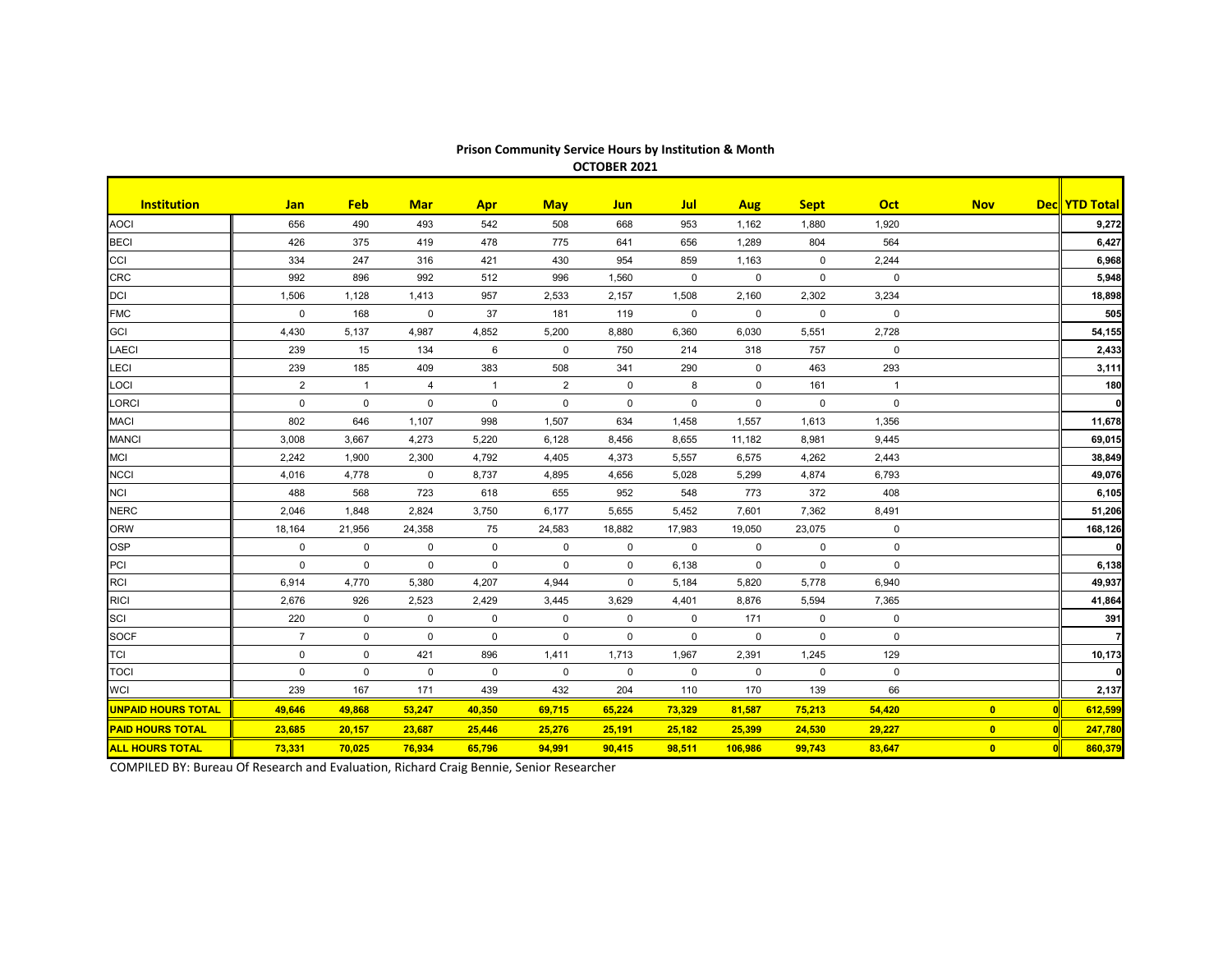**Prison Community Service Hours by Institution & Month**
**OCTOBER 2021**

| Institution | Jan | Feb | Mar | Apr | May | Jun | Jul | Aug | Sept | Oct | Nov | Dec | YTD Total |
|---|---|---|---|---|---|---|---|---|---|---|---|---|---|
| AOCI | 656 | 490 | 493 | 542 | 508 | 668 | 953 | 1,162 | 1,880 | 1,920 | | | 9,272 |
| BECI | 426 | 375 | 419 | 478 | 775 | 641 | 656 | 1,289 | 804 | 564 | | | 6,427 |
| CCI | 334 | 247 | 316 | 421 | 430 | 954 | 859 | 1,163 | 0 | 2,244 | | | 6,968 |
| CRC | 992 | 896 | 992 | 512 | 996 | 1,560 | 0 | 0 | 0 | 0 | | | 5,948 |
| DCI | 1,506 | 1,128 | 1,413 | 957 | 2,533 | 2,157 | 1,508 | 2,160 | 2,302 | 3,234 | | | 18,898 |
| FMC | 0 | 168 | 0 | 37 | 181 | 119 | 0 | 0 | 0 | 0 | | | 505 |
| GCI | 4,430 | 5,137 | 4,987 | 4,852 | 5,200 | 8,880 | 6,360 | 6,030 | 5,551 | 2,728 | | | 54,155 |
| LAECI | 239 | 15 | 134 | 6 | 0 | 750 | 214 | 318 | 757 | 0 | | | 2,433 |
| LECI | 239 | 185 | 409 | 383 | 508 | 341 | 290 | 0 | 463 | 293 | | | 3,111 |
| LOCI | 2 | 1 | 4 | 1 | 2 | 0 | 8 | 0 | 161 | 1 | | | 180 |
| LORCI | 0 | 0 | 0 | 0 | 0 | 0 | 0 | 0 | 0 | 0 | | | 0 |
| MACI | 802 | 646 | 1,107 | 998 | 1,507 | 634 | 1,458 | 1,557 | 1,613 | 1,356 | | | 11,678 |
| MANCI | 3,008 | 3,667 | 4,273 | 5,220 | 6,128 | 8,456 | 8,655 | 11,182 | 8,981 | 9,445 | | | 69,015 |
| MCI | 2,242 | 1,900 | 2,300 | 4,792 | 4,405 | 4,373 | 5,557 | 6,575 | 4,262 | 2,443 | | | 38,849 |
| NCCI | 4,016 | 4,778 | 0 | 8,737 | 4,895 | 4,656 | 5,028 | 5,299 | 4,874 | 6,793 | | | 49,076 |
| NCI | 488 | 568 | 723 | 618 | 655 | 952 | 548 | 773 | 372 | 408 | | | 6,105 |
| NERC | 2,046 | 1,848 | 2,824 | 3,750 | 6,177 | 5,655 | 5,452 | 7,601 | 7,362 | 8,491 | | | 51,206 |
| ORW | 18,164 | 21,956 | 24,358 | 75 | 24,583 | 18,882 | 17,983 | 19,050 | 23,075 | 0 | | | 168,126 |
| OSP | 0 | 0 | 0 | 0 | 0 | 0 | 0 | 0 | 0 | 0 | | | 0 |
| PCI | 0 | 0 | 0 | 0 | 0 | 0 | 6,138 | 0 | 0 | 0 | | | 6,138 |
| RCI | 6,914 | 4,770 | 5,380 | 4,207 | 4,944 | 0 | 5,184 | 5,820 | 5,778 | 6,940 | | | 49,937 |
| RICI | 2,676 | 926 | 2,523 | 2,429 | 3,445 | 3,629 | 4,401 | 8,876 | 5,594 | 7,365 | | | 41,864 |
| SCI | 220 | 0 | 0 | 0 | 0 | 0 | 0 | 171 | 0 | 0 | | | 391 |
| SOCF | 7 | 0 | 0 | 0 | 0 | 0 | 0 | 0 | 0 | 0 | | | 7 |
| TCI | 0 | 0 | 421 | 896 | 1,411 | 1,713 | 1,967 | 2,391 | 1,245 | 129 | | | 10,173 |
| TOCI | 0 | 0 | 0 | 0 | 0 | 0 | 0 | 0 | 0 | 0 | | | 0 |
| WCI | 239 | 167 | 171 | 439 | 432 | 204 | 110 | 170 | 139 | 66 | | | 2,137 |
| **UNPAID HOURS TOTAL** | **49,646** | **49,868** | **53,247** | **40,350** | **69,715** | **65,224** | **73,329** | **81,587** | **75,213** | **54,420** | **0** | **0** | **612,599** |
| **PAID HOURS TOTAL** | **23,685** | **20,157** | **23,687** | **25,446** | **25,276** | **25,191** | **25,182** | **25,399** | **24,530** | **29,227** | **0** | **0** | **247,780** |
| **ALL HOURS TOTAL** | **73,331** | **70,025** | **76,934** | **65,796** | **94,991** | **90,415** | **98,511** | **106,986** | **99,743** | **83,647** | **0** | **0** | **860,379** |

COMPILED BY: Bureau Of Research and Evaluation, Richard Craig Bennie, Senior Researcher